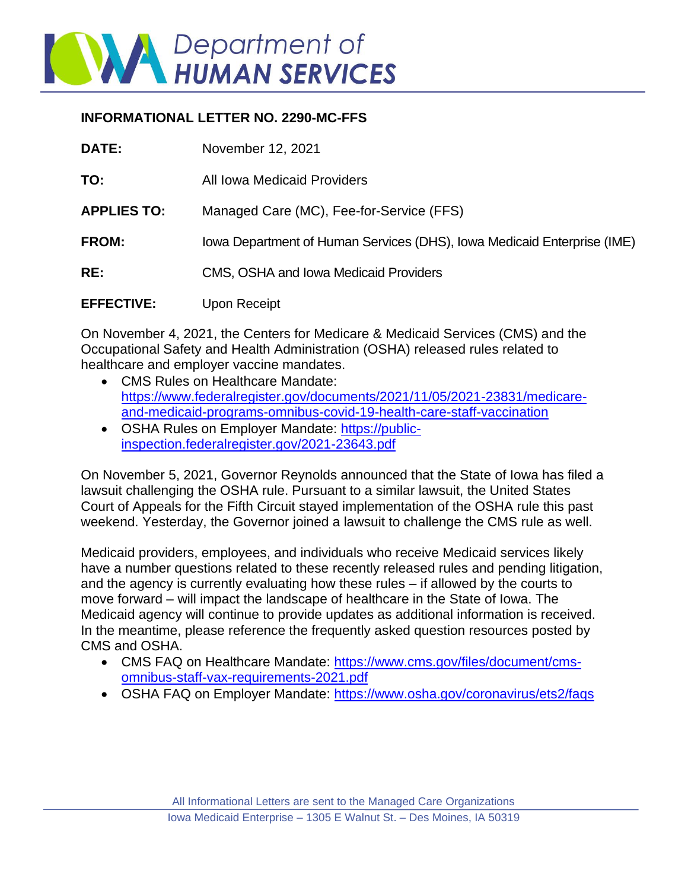# Iowa Department of HUMAN SERVICES

## INFORMATIONAL LETTER NO. 2290-MC-FFS

**DATE:** November 12, 2021

**TO:** All Iowa Medicaid Providers

**APPLIES TO:** Managed Care (MC), Fee-for-Service (FFS)

**FROM:** Iowa Department of Human Services (DHS), Iowa Medicaid Enterprise (IME)

**RE:** CMS, OSHA and Iowa Medicaid Providers

**EFFECTIVE:** Upon Receipt

On November 4, 2021, the Centers for Medicare & Medicaid Services (CMS) and the Occupational Safety and Health Administration (OSHA) released rules related to healthcare and employer vaccine mandates.

- CMS Rules on Healthcare Mandate: https://www.federalregister.gov/documents/2021/11/05/2021-23831/medicare-and-medicaid-programs-omnibus-covid-19-health-care-staff-vaccination
- OSHA Rules on Employer Mandate: https://public-inspection.federalregister.gov/2021-23643.pdf

On November 5, 2021, Governor Reynolds announced that the State of Iowa has filed a lawsuit challenging the OSHA rule. Pursuant to a similar lawsuit, the United States Court of Appeals for the Fifth Circuit stayed implementation of the OSHA rule this past weekend. Yesterday, the Governor joined a lawsuit to challenge the CMS rule as well.

Medicaid providers, employees, and individuals who receive Medicaid services likely have a number questions related to these recently released rules and pending litigation, and the agency is currently evaluating how these rules – if allowed by the courts to move forward – will impact the landscape of healthcare in the State of Iowa. The Medicaid agency will continue to provide updates as additional information is received. In the meantime, please reference the frequently asked question resources posted by CMS and OSHA.

- CMS FAQ on Healthcare Mandate: https://www.cms.gov/files/document/cms-omnibus-staff-vax-requirements-2021.pdf
- OSHA FAQ on Employer Mandate: https://www.osha.gov/coronavirus/ets2/faqs

All Informational Letters are sent to the Managed Care Organizations

Iowa Medicaid Enterprise – 1305 E Walnut St. – Des Moines, IA 50319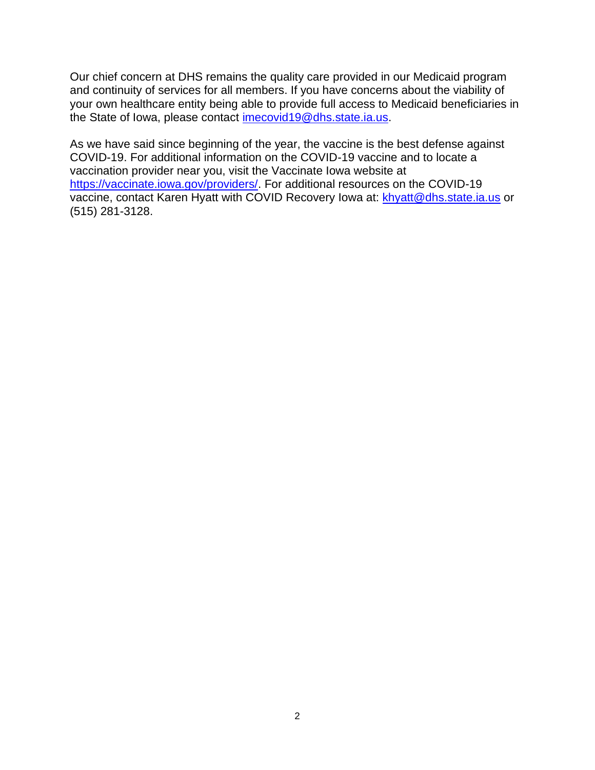Our chief concern at DHS remains the quality care provided in our Medicaid program and continuity of services for all members. If you have concerns about the viability of your own healthcare entity being able to provide full access to Medicaid beneficiaries in the State of Iowa, please contact imecovid19@dhs.state.ia.us.

As we have said since beginning of the year, the vaccine is the best defense against COVID-19. For additional information on the COVID-19 vaccine and to locate a vaccination provider near you, visit the Vaccinate Iowa website at https://vaccinate.iowa.gov/providers/. For additional resources on the COVID-19 vaccine, contact Karen Hyatt with COVID Recovery Iowa at: khyatt@dhs.state.ia.us or (515) 281-3128.